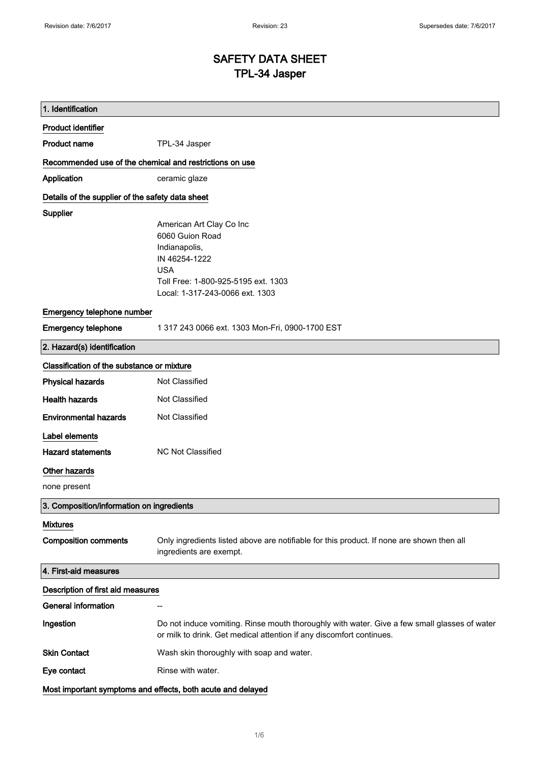# SAFETY DATA SHEET
# TPL-34 Jasper

## 1. Identification

### Product identifier

**Product name** TPL-34 Jasper

### Recommended use of the chemical and restrictions on use

**Application** ceramic glaze

### Details of the supplier of the safety data sheet

**Supplier**

American Art Clay Co Inc
6060 Guion Road
Indianapolis,
IN 46254-1222
USA
Toll Free: 1-800-925-5195 ext. 1303
Local: 1-317-243-0066 ext. 1303

### Emergency telephone number

**Emergency telephone** 1 317 243 0066 ext. 1303 Mon-Fri, 0900-1700 EST

## 2. Hazard(s) identification

### Classification of the substance or mixture

**Physical hazards** Not Classified

**Health hazards** Not Classified

**Environmental hazards** Not Classified

### Label elements

**Hazard statements** NC Not Classified

### Other hazards

none present

## 3. Composition/information on ingredients

### Mixtures

**Composition comments** Only ingredients listed above are notifiable for this product. If none are shown then all ingredients are exempt.

## 4. First-aid measures

### Description of first aid measures

**General information** --

**Ingestion** Do not induce vomiting. Rinse mouth thoroughly with water. Give a few small glasses of water or milk to drink. Get medical attention if any discomfort continues.

**Skin Contact** Wash skin thoroughly with soap and water.

**Eye contact** Rinse with water.

### Most important symptoms and effects, both acute and delayed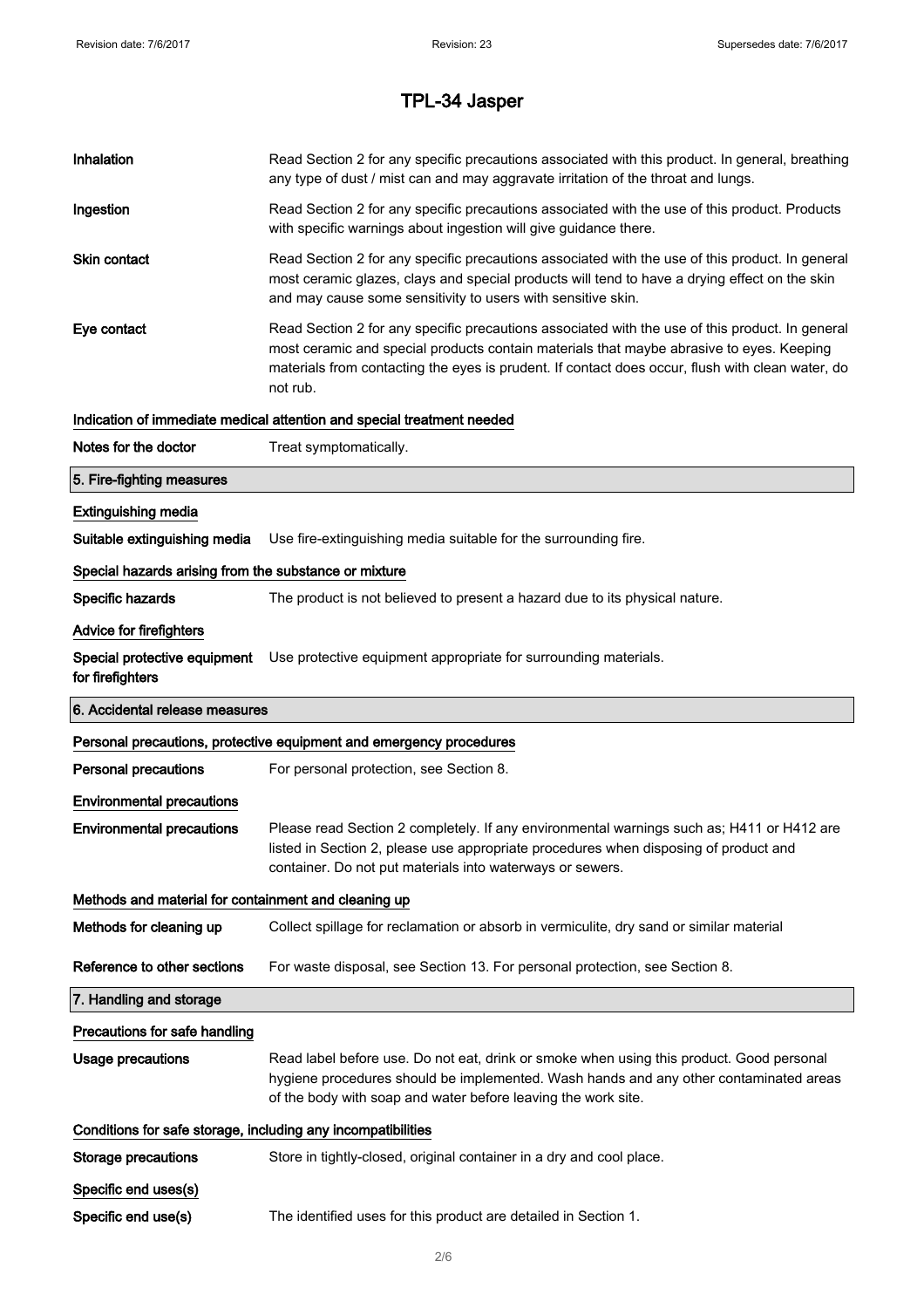# TPL-34 Jasper

**Inhalation** Read Section 2 for any specific precautions associated with this product. In general, breathing any type of dust / mist can and may aggravate irritation of the throat and lungs.

**Ingestion** Read Section 2 for any specific precautions associated with the use of this product. Products with specific warnings about ingestion will give guidance there.

**Skin contact** Read Section 2 for any specific precautions associated with the use of this product. In general most ceramic glazes, clays and special products will tend to have a drying effect on the skin and may cause some sensitivity to users with sensitive skin.

**Eye contact** Read Section 2 for any specific precautions associated with the use of this product. In general most ceramic and special products contain materials that maybe abrasive to eyes. Keeping materials from contacting the eyes is prudent. If contact does occur, flush with clean water, do not rub.

### Indication of immediate medical attention and special treatment needed

**Notes for the doctor** Treat symptomatically.

## 5. Fire-fighting measures

### Extinguishing media

**Suitable extinguishing media** Use fire-extinguishing media suitable for the surrounding fire.

### Special hazards arising from the substance or mixture

**Specific hazards** The product is not believed to present a hazard due to its physical nature.

### Advice for firefighters

**Special protective equipment for firefighters** Use protective equipment appropriate for surrounding materials.

## 6. Accidental release measures

### Personal precautions, protective equipment and emergency procedures

**Personal precautions** For personal protection, see Section 8.

### Environmental precautions

**Environmental precautions** Please read Section 2 completely. If any environmental warnings such as; H411 or H412 are listed in Section 2, please use appropriate procedures when disposing of product and container. Do not put materials into waterways or sewers.

### Methods and material for containment and cleaning up

**Methods for cleaning up** Collect spillage for reclamation or absorb in vermiculite, dry sand or similar material

**Reference to other sections** For waste disposal, see Section 13. For personal protection, see Section 8.

## 7. Handling and storage

### Precautions for safe handling

**Usage precautions** Read label before use. Do not eat, drink or smoke when using this product. Good personal hygiene procedures should be implemented. Wash hands and any other contaminated areas of the body with soap and water before leaving the work site.

### Conditions for safe storage, including any incompatibilities

**Storage precautions** Store in tightly-closed, original container in a dry and cool place.

### Specific end uses(s)

**Specific end use(s)** The identified uses for this product are detailed in Section 1.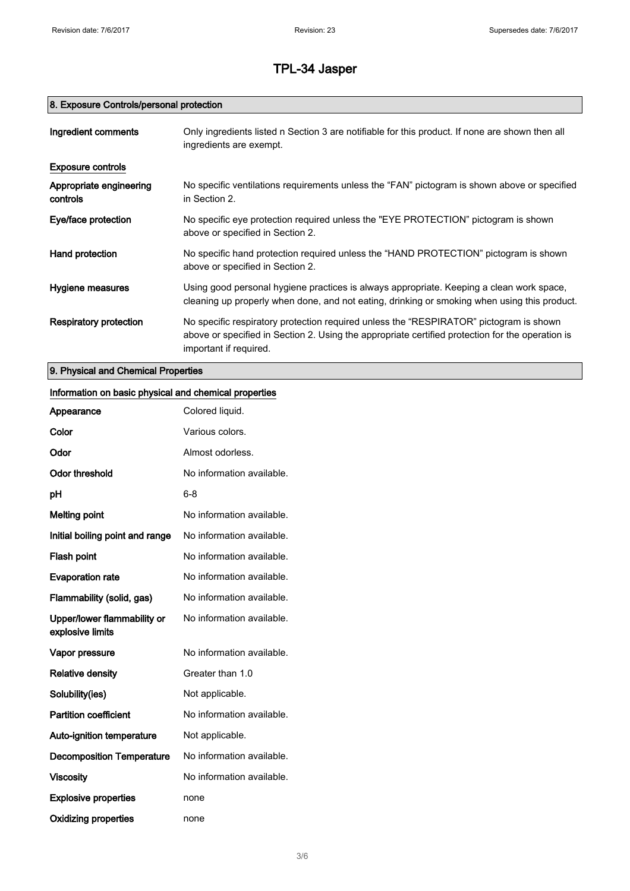# TPL-34 Jasper

## 8. Exposure Controls/personal protection

| | |
|---|---|
| **Ingredient comments** | Only ingredients listed n Section 3 are notifiable for this product. If none are shown then all ingredients are exempt. |

**Exposure controls**

| | |
|---|---|
| **Appropriate engineering controls** | No specific ventilations requirements unless the "FAN" pictogram is shown above or specified in Section 2. |
| **Eye/face protection** | No specific eye protection required unless the "EYE PROTECTION" pictogram is shown above or specified in Section 2. |
| **Hand protection** | No specific hand protection required unless the "HAND PROTECTION" pictogram is shown above or specified in Section 2. |
| **Hygiene measures** | Using good personal hygiene practices is always appropriate. Keeping a clean work space, cleaning up properly when done, and not eating, drinking or smoking when using this product. |
| **Respiratory protection** | No specific respiratory protection required unless the "RESPIRATOR" pictogram is shown above or specified in Section 2. Using the appropriate certified protection for the operation is important if required. |

## 9. Physical and Chemical Properties

**Information on basic physical and chemical properties**

| | |
|---|---|
| **Appearance** | Colored liquid. |
| **Color** | Various colors. |
| **Odor** | Almost odorless. |
| **Odor threshold** | No information available. |
| **pH** | 6-8 |
| **Melting point** | No information available. |
| **Initial boiling point and range** | No information available. |
| **Flash point** | No information available. |
| **Evaporation rate** | No information available. |
| **Flammability (solid, gas)** | No information available. |
| **Upper/lower flammability or explosive limits** | No information available. |
| **Vapor pressure** | No information available. |
| **Relative density** | Greater than 1.0 |
| **Solubility(ies)** | Not applicable. |
| **Partition coefficient** | No information available. |
| **Auto-ignition temperature** | Not applicable. |
| **Decomposition Temperature** | No information available. |
| **Viscosity** | No information available. |
| **Explosive properties** | none |
| **Oxidizing properties** | none |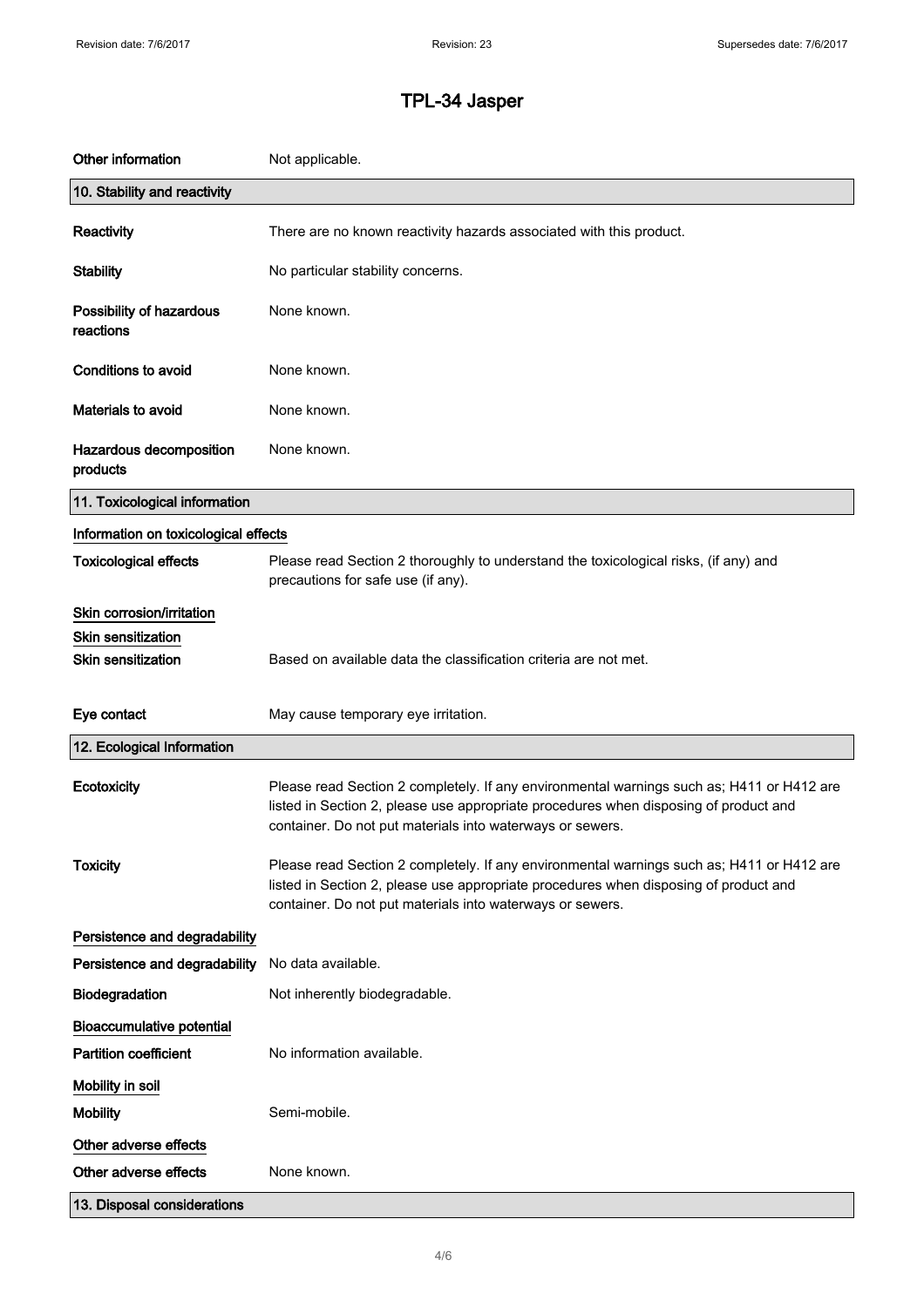# TPL-34 Jasper

| | |
|---|---|
| **Other information** | Not applicable. |

## 10. Stability and reactivity

| | |
|---|---|
| **Reactivity** | There are no known reactivity hazards associated with this product. |
| **Stability** | No particular stability concerns. |
| **Possibility of hazardous reactions** | None known. |
| **Conditions to avoid** | None known. |
| **Materials to avoid** | None known. |
| **Hazardous decomposition products** | None known. |

## 11. Toxicological information

### Information on toxicological effects

| | |
|---|---|
| **Toxicological effects** | Please read Section 2 thoroughly to understand the toxicological risks, (if any) and precautions for safe use (if any). |

**Skin corrosion/irritation**

**Skin sensitization**

| | |
|---|---|
| **Skin sensitization** | Based on available data the classification criteria are not met. |
| **Eye contact** | May cause temporary eye irritation. |

## 12. Ecological Information

| | |
|---|---|
| **Ecotoxicity** | Please read Section 2 completely. If any environmental warnings such as; H411 or H412 are listed in Section 2, please use appropriate procedures when disposing of product and container. Do not put materials into waterways or sewers. |
| **Toxicity** | Please read Section 2 completely. If any environmental warnings such as; H411 or H412 are listed in Section 2, please use appropriate procedures when disposing of product and container. Do not put materials into waterways or sewers. |

**Persistence and degradability**

| | |
|---|---|
| **Persistence and degradability** | No data available. |
| **Biodegradation** | Not inherently biodegradable. |

**Bioaccumulative potential**

| | |
|---|---|
| **Partition coefficient** | No information available. |

**Mobility in soil**

| | |
|---|---|
| **Mobility** | Semi-mobile. |

**Other adverse effects**

| | |
|---|---|
| **Other adverse effects** | None known. |

## 13. Disposal considerations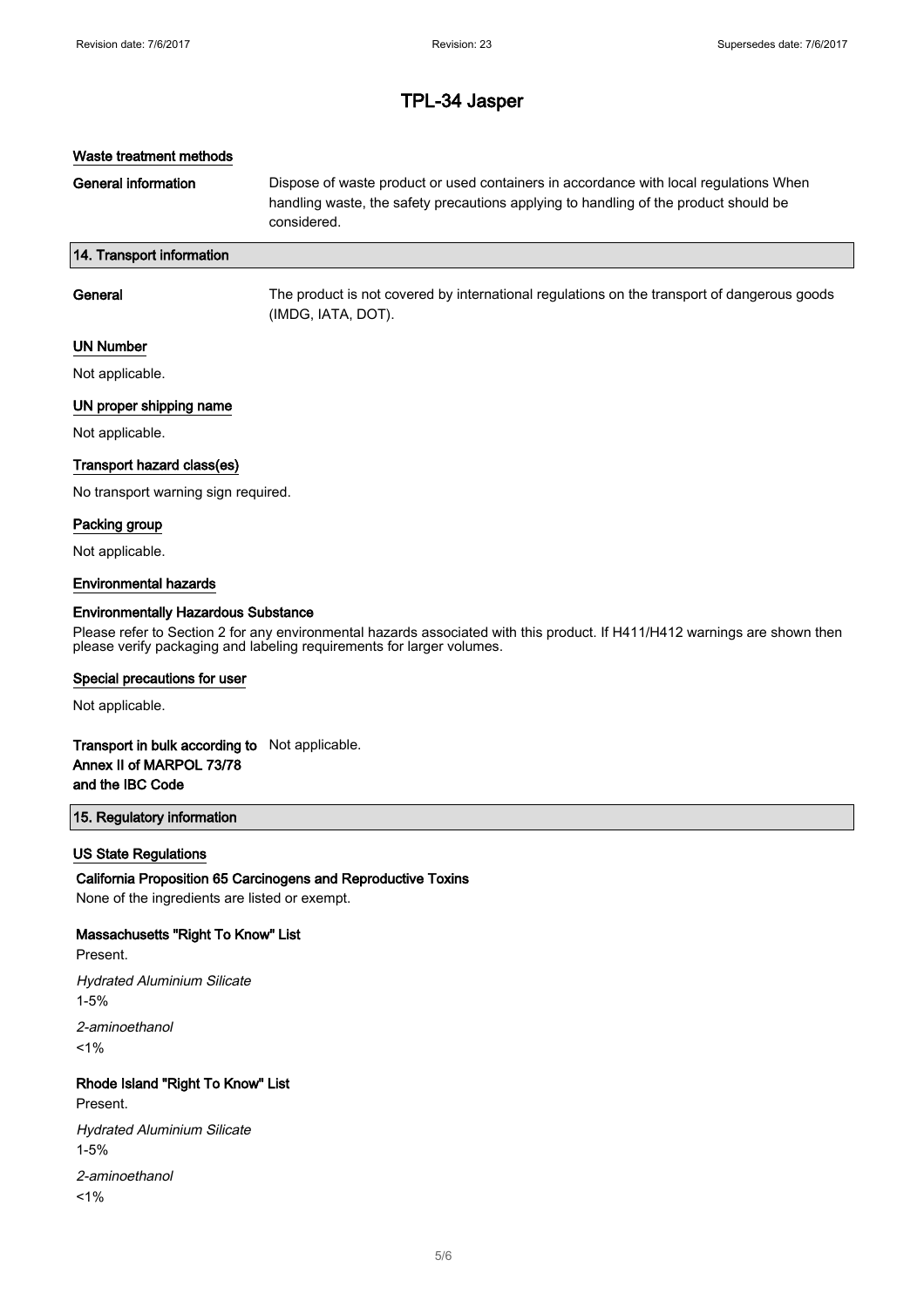# TPL-34 Jasper

### Waste treatment methods

**General information** Dispose of waste product or used containers in accordance with local regulations When handling waste, the safety precautions applying to handling of the product should be considered.

## 14. Transport information

**General** The product is not covered by international regulations on the transport of dangerous goods (IMDG, IATA, DOT).

### UN Number

Not applicable.

### UN proper shipping name

Not applicable.

### Transport hazard class(es)

No transport warning sign required.

### Packing group

Not applicable.

### Environmental hazards

**Environmentally Hazardous Substance**

Please refer to Section 2 for any environmental hazards associated with this product. If H411/H412 warnings are shown then please verify packaging and labeling requirements for larger volumes.

### Special precautions for user

Not applicable.

**Transport in bulk according to Annex II of MARPOL 73/78 and the IBC Code** Not applicable.

## 15. Regulatory information

### US State Regulations

**California Proposition 65 Carcinogens and Reproductive Toxins**

None of the ingredients are listed or exempt.

**Massachusetts "Right To Know" List**

Present.

*Hydrated Aluminium Silicate*

1-5%

*2-aminoethanol*

<1%

**Rhode Island "Right To Know" List**

Present.

*Hydrated Aluminium Silicate*

1-5%

*2-aminoethanol*

<1%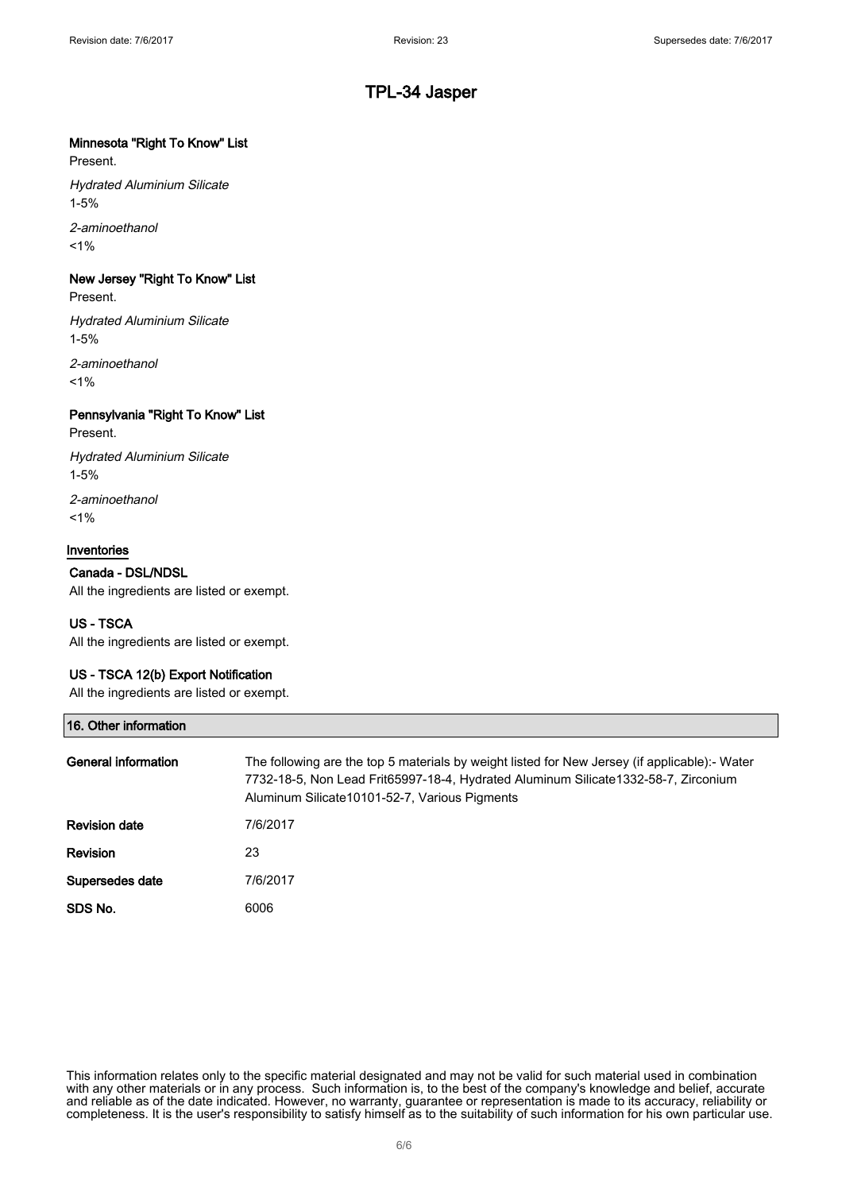# TPL-34 Jasper

### Minnesota "Right To Know" List

Present.

*Hydrated Aluminium Silicate*

1-5%

*2-aminoethanol*

<1%

### New Jersey "Right To Know" List

Present.

*Hydrated Aluminium Silicate*

1-5%

*2-aminoethanol*

<1%

### Pennsylvania "Right To Know" List

Present.

*Hydrated Aluminium Silicate*

1-5%

*2-aminoethanol*

<1%

## Inventories

### Canada - DSL/NDSL

All the ingredients are listed or exempt.

### US - TSCA

All the ingredients are listed or exempt.

### US - TSCA 12(b) Export Notification

All the ingredients are listed or exempt.

## 16. Other information

| | |
|---|---|
| **General information** | The following are the top 5 materials by weight listed for New Jersey (if applicable):- Water 7732-18-5, Non Lead Frit65997-18-4, Hydrated Aluminum Silicate1332-58-7, Zirconium Aluminum Silicate10101-52-7, Various Pigments |
| **Revision date** | 7/6/2017 |
| **Revision** | 23 |
| **Supersedes date** | 7/6/2017 |
| **SDS No.** | 6006 |

This information relates only to the specific material designated and may not be valid for such material used in combination with any other materials or in any process. Such information is, to the best of the company's knowledge and belief, accurate and reliable as of the date indicated. However, no warranty, guarantee or representation is made to its accuracy, reliability or completeness. It is the user's responsibility to satisfy himself as to the suitability of such information for his own particular use.